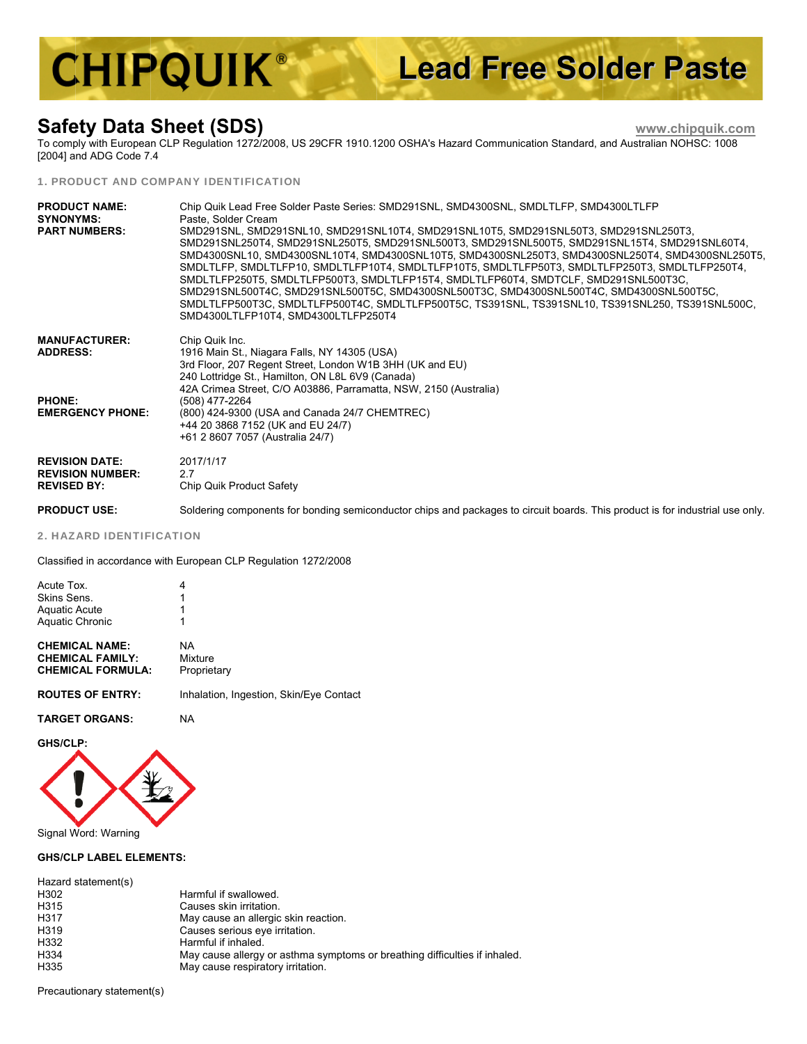# CHIPQUIK® Lead Free Solder Paste

## Safety Data Sheet (SDS)

www.chipquik.com

To comply with European CLP Regulation 1272/2008, US 29CFR 1910.1200 OSHA's Hazard Communication Standard, and Australian NOHSC: 1008 [2004] and ADG Code 7.4

### 1. PRODUCT AND COMPANY IDENTIFICATION

**PRODUCT NAME:** Chip Quik Lead Free Solder Paste Series: SMD291SNL, SMD4300SNL, SMDLTLFP, SMD4300LTLFP

**SYNONYMS:** Paste, Solder Cream

**PART NUMBERS:** SMD291SNL, SMD291SNL10, SMD291SNL10T4, SMD291SNL10T5, SMD291SNL50T3, SMD291SNL250T3, SMD291SNL250T4, SMD291SNL250T5, SMD291SNL500T3, SMD291SNL500T5, SMD291SNL15T4, SMD291SNL60T4, SMD4300SNL10, SMD4300SNL10T4, SMD4300SNL10T5, SMD4300SNL250T3, SMD4300SNL250T4, SMD4300SNL250T5, SMDLTLFP, SMDLTLFP10, SMDLTLFP10T4, SMDLTLFP10T5, SMDLTLFP50T3, SMDLTLFP250T3, SMDLTLFP250T4, SMDLTLFP250T5, SMDLTLFP500T3, SMDLTLFP15T4, SMDLTLFP60T4, SMDTCLF, SMD291SNL500T3C, SMD291SNL500T4C, SMD291SNL500T5C, SMD4300SNL500T3C, SMD4300SNL500T4C, SMD4300SNL500T5C, SMDLTLFP500T3C, SMDLTLFP500T4C, SMDLTLFP500T5C, TS391SNL, TS391SNL10, TS391SNL250, TS391SNL500C, SMD4300LTLFP10T4, SMD4300LTLFP250T4

**MANUFACTURER:** Chip Quik Inc.

**ADDRESS:**
1916 Main St., Niagara Falls, NY 14305 (USA)
3rd Floor, 207 Regent Street, London W1B 3HH (UK and EU)
240 Lottridge St., Hamilton, ON L8L 6V9 (Canada)
42A Crimea Street, C/O A03886, Parramatta, NSW, 2150 (Australia)

**PHONE:** (508) 477-2264

**EMERGENCY PHONE:**
(800) 424-9300 (USA and Canada 24/7 CHEMTREC)
+44 20 3868 7152 (UK and EU 24/7)
+61 2 8607 7057 (Australia 24/7)

**REVISION DATE:** 2017/1/17
**REVISION NUMBER:** 2.7
**REVISED BY:** Chip Quik Product Safety

**PRODUCT USE:** Soldering components for bonding semiconductor chips and packages to circuit boards. This product is for industrial use only.

### 2. HAZARD IDENTIFICATION

Classified in accordance with European CLP Regulation 1272/2008

| | |
|---|---|
| Acute Tox. | 4 |
| Skins Sens. | 1 |
| Aquatic Acute | 1 |
| Aquatic Chronic | 1 |

**CHEMICAL NAME:** NA
**CHEMICAL FAMILY:** Mixture
**CHEMICAL FORMULA:** Proprietary

**ROUTES OF ENTRY:** Inhalation, Ingestion, Skin/Eye Contact

**TARGET ORGANS:** NA

**GHS/CLP:**

Signal Word: Warning

**GHS/CLP LABEL ELEMENTS:**

Hazard statement(s)

| | |
|---|---|
| H302 | Harmful if swallowed. |
| H315 | Causes skin irritation. |
| H317 | May cause an allergic skin reaction. |
| H319 | Causes serious eye irritation. |
| H332 | Harmful if inhaled. |
| H334 | May cause allergy or asthma symptoms or breathing difficulties if inhaled. |
| H335 | May cause respiratory irritation. |

Precautionary statement(s)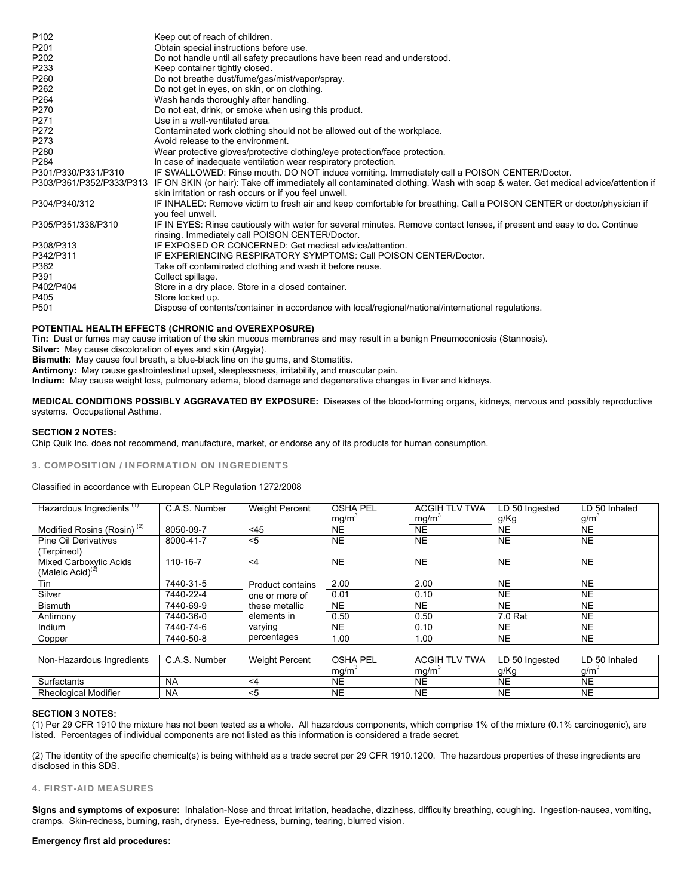| | |
|---|---|
| P102 | Keep out of reach of children. |
| P201 | Obtain special instructions before use. |
| P202 | Do not handle until all safety precautions have been read and understood. |
| P233 | Keep container tightly closed. |
| P260 | Do not breathe dust/fume/gas/mist/vapor/spray. |
| P262 | Do not get in eyes, on skin, or on clothing. |
| P264 | Wash hands thoroughly after handling. |
| P270 | Do not eat, drink, or smoke when using this product. |
| P271 | Use in a well-ventilated area. |
| P272 | Contaminated work clothing should not be allowed out of the workplace. |
| P273 | Avoid release to the environment. |
| P280 | Wear protective gloves/protective clothing/eye protection/face protection. |
| P284 | In case of inadequate ventilation wear respiratory protection. |
| P301/P330/P331/P310 | IF SWALLOWED: Rinse mouth. DO NOT induce vomiting. Immediately call a POISON CENTER/Doctor. |
| P303/P361/P352/P333/P313 | IF ON SKIN (or hair): Take off immediately all contaminated clothing. Wash with soap & water. Get medical advice/attention if skin irritation or rash occurs or if you feel unwell. |
| P304/P340/312 | IF INHALED: Remove victim to fresh air and keep comfortable for breathing. Call a POISON CENTER or doctor/physician if you feel unwell. |
| P305/P351/338/P310 | IF IN EYES: Rinse cautiously with water for several minutes. Remove contact lenses, if present and easy to do. Continue rinsing. Immediately call POISON CENTER/Doctor. |
| P308/P313 | IF EXPOSED OR CONCERNED: Get medical advice/attention. |
| P342/P311 | IF EXPERIENCING RESPIRATORY SYMPTOMS: Call POISON CENTER/Doctor. |
| P362 | Take off contaminated clothing and wash it before reuse. |
| P391 | Collect spillage. |
| P402/P404 | Store in a dry place. Store in a closed container. |
| P405 | Store locked up. |
| P501 | Dispose of contents/container in accordance with local/regional/national/international regulations. |

**POTENTIAL HEALTH EFFECTS (CHRONIC and OVEREXPOSURE)**

**Tin:** Dust or fumes may cause irritation of the skin mucous membranes and may result in a benign Pneumoconiosis (Stannosis).
**Silver:** May cause discoloration of eyes and skin (Argyia).
**Bismuth:** May cause foul breath, a blue-black line on the gums, and Stomatitis.
**Antimony:** May cause gastrointestinal upset, sleeplessness, irritability, and muscular pain.
**Indium:** May cause weight loss, pulmonary edema, blood damage and degenerative changes in liver and kidneys.

**MEDICAL CONDITIONS POSSIBLY AGGRAVATED BY EXPOSURE:** Diseases of the blood-forming organs, kidneys, nervous and possibly reproductive systems. Occupational Asthma.

**SECTION 2 NOTES:**
Chip Quik Inc. does not recommend, manufacture, market, or endorse any of its products for human consumption.

## 3. COMPOSITION / INFORMATION ON INGREDIENTS

Classified in accordance with European CLP Regulation 1272/2008

| Hazardous Ingredients [(1)] | C.A.S. Number | Weight Percent | OSHA PEL mg/m$^3$ | ACGIH TLV TWA mg/m$^3$ | LD 50 Ingested g/Kg | LD 50 Inhaled g/m$^3$ |
|---|---|---|---|---|---|---|
| Modified Rosins (Rosin) [(2)] | 8050-09-7 | <45 | NE | NE | NE | NE |
| Pine Oil Derivatives (Terpineol) | 8000-41-7 | <5 | NE | NE | NE | NE |
| Mixed Carboxylic Acids (Maleic Acid)[(2)] | 110-16-7 | <4 | NE | NE | NE | NE |
| Tin | 7440-31-5 | Product contains one or more of these metallic elements in varying percentages | 2.00 | 2.00 | NE | NE |
| Silver | 7440-22-4 | | 0.01 | 0.10 | NE | NE |
| Bismuth | 7440-69-9 | | NE | NE | NE | NE |
| Antimony | 7440-36-0 | | 0.50 | 0.50 | 7.0 Rat | NE |
| Indium | 7440-74-6 | | NE | 0.10 | NE | NE |
| Copper | 7440-50-8 | | 1.00 | 1.00 | NE | NE |

| Non-Hazardous Ingredients | C.A.S. Number | Weight Percent | OSHA PEL mg/m$^3$ | ACGIH TLV TWA mg/m$^3$ | LD 50 Ingested g/Kg | LD 50 Inhaled g/m$^3$ |
|---|---|---|---|---|---|---|
| Surfactants | NA | <4 | NE | NE | NE | NE |
| Rheological Modifier | NA | <5 | NE | NE | NE | NE |

**SECTION 3 NOTES:**
(1) Per 29 CFR 1910 the mixture has not been tested as a whole. All hazardous components, which comprise 1% of the mixture (0.1% carcinogenic), are listed. Percentages of individual components are not listed as this information is considered a trade secret.

(2) The identity of the specific chemical(s) is being withheld as a trade secret per 29 CFR 1910.1200. The hazardous properties of these ingredients are disclosed in this SDS.

## 4. FIRST-AID MEASURES

**Signs and symptoms of exposure:** Inhalation-Nose and throat irritation, headache, dizziness, difficulty breathing, coughing. Ingestion-nausea, vomiting, cramps. Skin-redness, burning, rash, dryness. Eye-redness, burning, tearing, blurred vision.

**Emergency first aid procedures:**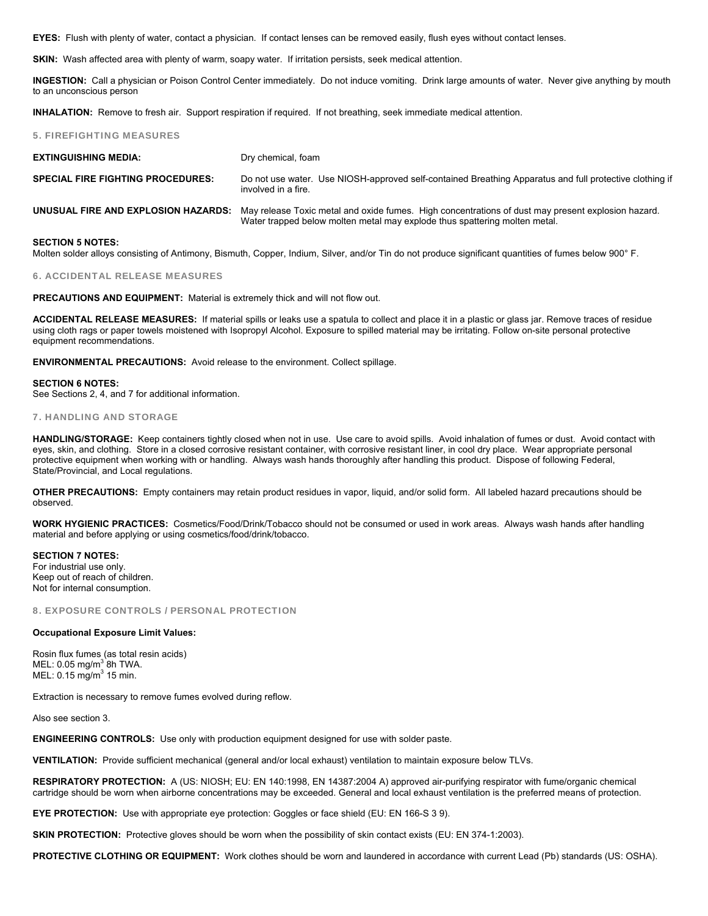**EYES:** Flush with plenty of water, contact a physician. If contact lenses can be removed easily, flush eyes without contact lenses.

**SKIN:** Wash affected area with plenty of warm, soapy water. If irritation persists, seek medical attention.

**INGESTION:** Call a physician or Poison Control Center immediately. Do not induce vomiting. Drink large amounts of water. Never give anything by mouth to an unconscious person

**INHALATION:** Remove to fresh air. Support respiration if required. If not breathing, seek immediate medical attention.

## 5. FIREFIGHTING MEASURES

| | |
|---|---|
| **EXTINGUISHING MEDIA:** | Dry chemical, foam |
| **SPECIAL FIRE FIGHTING PROCEDURES:** | Do not use water. Use NIOSH-approved self-contained Breathing Apparatus and full protective clothing if involved in a fire. |
| **UNUSUAL FIRE AND EXPLOSION HAZARDS:** | May release Toxic metal and oxide fumes. High concentrations of dust may present explosion hazard. Water trapped below molten metal may explode thus spattering molten metal. |

**SECTION 5 NOTES:**
Molten solder alloys consisting of Antimony, Bismuth, Copper, Indium, Silver, and/or Tin do not produce significant quantities of fumes below 900° F.

## 6. ACCIDENTAL RELEASE MEASURES

**PRECAUTIONS AND EQUIPMENT:** Material is extremely thick and will not flow out.

**ACCIDENTAL RELEASE MEASURES:** If material spills or leaks use a spatula to collect and place it in a plastic or glass jar. Remove traces of residue using cloth rags or paper towels moistened with Isopropyl Alcohol. Exposure to spilled material may be irritating. Follow on-site personal protective equipment recommendations.

**ENVIRONMENTAL PRECAUTIONS:** Avoid release to the environment. Collect spillage.

**SECTION 6 NOTES:**
See Sections 2, 4, and 7 for additional information.

## 7. HANDLING AND STORAGE

**HANDLING/STORAGE:** Keep containers tightly closed when not in use. Use care to avoid spills. Avoid inhalation of fumes or dust. Avoid contact with eyes, skin, and clothing. Store in a closed corrosive resistant container, with corrosive resistant liner, in cool dry place. Wear appropriate personal protective equipment when working with or handling. Always wash hands thoroughly after handling this product. Dispose of following Federal, State/Provincial, and Local regulations.

**OTHER PRECAUTIONS:** Empty containers may retain product residues in vapor, liquid, and/or solid form. All labeled hazard precautions should be observed.

**WORK HYGIENIC PRACTICES:** Cosmetics/Food/Drink/Tobacco should not be consumed or used in work areas. Always wash hands after handling material and before applying or using cosmetics/food/drink/tobacco.

**SECTION 7 NOTES:**
For industrial use only.
Keep out of reach of children.
Not for internal consumption.

## 8. EXPOSURE CONTROLS / PERSONAL PROTECTION

**Occupational Exposure Limit Values:**

Rosin flux fumes (as total resin acids)
MEL: 0.05 mg/$m^3$ 8h TWA.
MEL: 0.15 mg/$m^3$ 15 min.

Extraction is necessary to remove fumes evolved during reflow.

Also see section 3.

**ENGINEERING CONTROLS:** Use only with production equipment designed for use with solder paste.

**VENTILATION:** Provide sufficient mechanical (general and/or local exhaust) ventilation to maintain exposure below TLVs.

**RESPIRATORY PROTECTION:** A (US: NIOSH; EU: EN 140:1998, EN 14387:2004 A) approved air-purifying respirator with fume/organic chemical cartridge should be worn when airborne concentrations may be exceeded. General and local exhaust ventilation is the preferred means of protection.

**EYE PROTECTION:** Use with appropriate eye protection: Goggles or face shield (EU: EN 166-S 3 9).

**SKIN PROTECTION:** Protective gloves should be worn when the possibility of skin contact exists (EU: EN 374-1:2003).

**PROTECTIVE CLOTHING OR EQUIPMENT:** Work clothes should be worn and laundered in accordance with current Lead (Pb) standards (US: OSHA).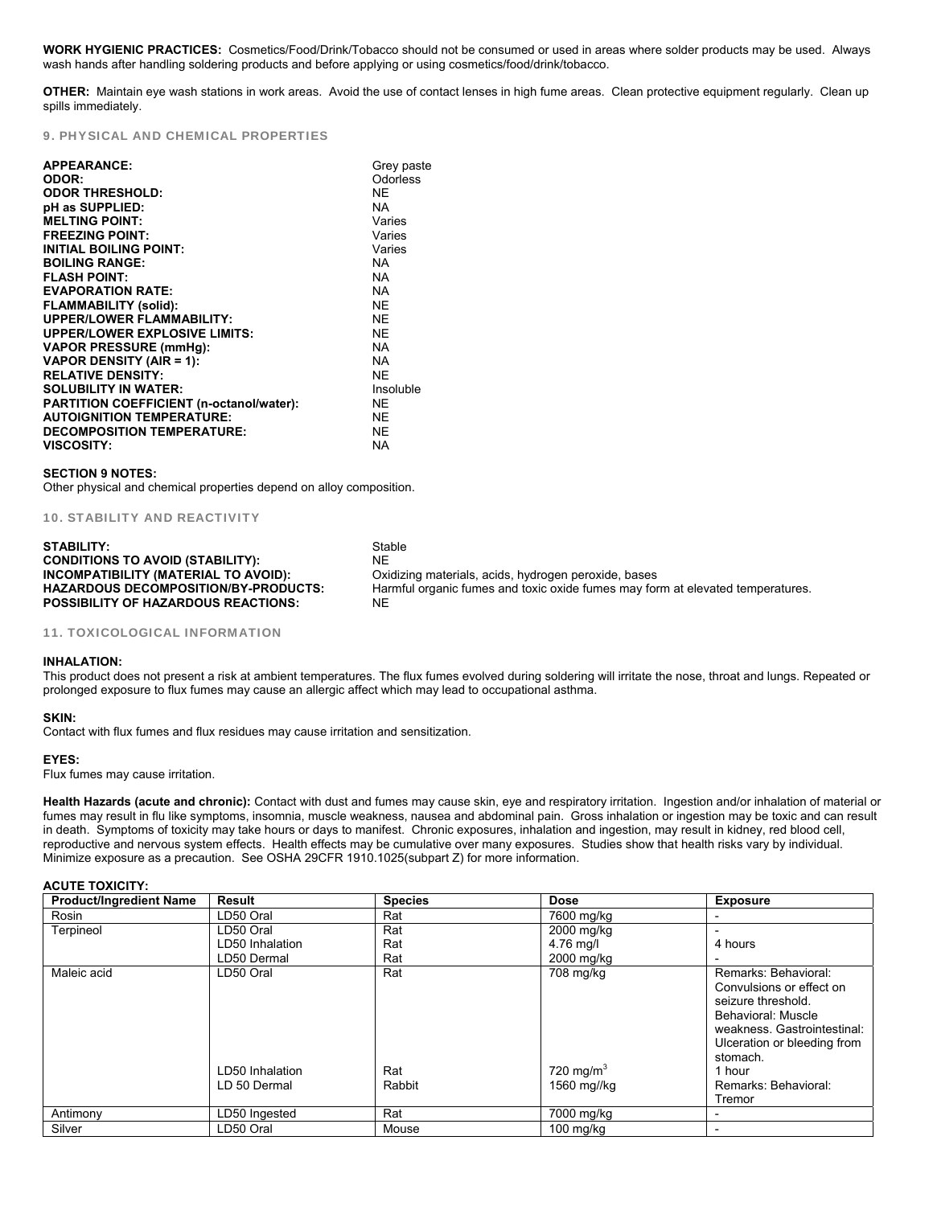**WORK HYGIENIC PRACTICES:** Cosmetics/Food/Drink/Tobacco should not be consumed or used in areas where solder products may be used. Always wash hands after handling soldering products and before applying or using cosmetics/food/drink/tobacco.

**OTHER:** Maintain eye wash stations in work areas. Avoid the use of contact lenses in high fume areas. Clean protective equipment regularly. Clean up spills immediately.

## 9. PHYSICAL AND CHEMICAL PROPERTIES

| | |
|---|---|
| **APPEARANCE:** | Grey paste |
| **ODOR:** | Odorless |
| **ODOR THRESHOLD:** | NE |
| **pH as SUPPLIED:** | NA |
| **MELTING POINT:** | Varies |
| **FREEZING POINT:** | Varies |
| **INITIAL BOILING POINT:** | Varies |
| **BOILING RANGE:** | NA |
| **FLASH POINT:** | NA |
| **EVAPORATION RATE:** | NA |
| **FLAMMABILITY (solid):** | NE |
| **UPPER/LOWER FLAMMABILITY:** | NE |
| **UPPER/LOWER EXPLOSIVE LIMITS:** | NE |
| **VAPOR PRESSURE (mmHg):** | NA |
| **VAPOR DENSITY (AIR = 1):** | NA |
| **RELATIVE DENSITY:** | NE |
| **SOLUBILITY IN WATER:** | Insoluble |
| **PARTITION COEFFICIENT (n-octanol/water):** | NE |
| **AUTOIGNITION TEMPERATURE:** | NE |
| **DECOMPOSITION TEMPERATURE:** | NE |
| **VISCOSITY:** | NA |

**SECTION 9 NOTES:**
Other physical and chemical properties depend on alloy composition.

## 10. STABILITY AND REACTIVITY

| | |
|---|---|
| **STABILITY:** | Stable |
| **CONDITIONS TO AVOID (STABILITY):** | NE |
| **INCOMPATIBILITY (MATERIAL TO AVOID):** | Oxidizing materials, acids, hydrogen peroxide, bases |
| **HAZARDOUS DECOMPOSITION/BY-PRODUCTS:** | Harmful organic fumes and toxic oxide fumes may form at elevated temperatures. |
| **POSSIBILITY OF HAZARDOUS REACTIONS:** | NE |

## 11. TOXICOLOGICAL INFORMATION

**INHALATION:**
This product does not present a risk at ambient temperatures. The flux fumes evolved during soldering will irritate the nose, throat and lungs. Repeated or prolonged exposure to flux fumes may cause an allergic affect which may lead to occupational asthma.

**SKIN:**
Contact with flux fumes and flux residues may cause irritation and sensitization.

**EYES:**
Flux fumes may cause irritation.

**Health Hazards (acute and chronic):** Contact with dust and fumes may cause skin, eye and respiratory irritation. Ingestion and/or inhalation of material or fumes may result in flu like symptoms, insomnia, muscle weakness, nausea and abdominal pain. Gross inhalation or ingestion may be toxic and can result in death. Symptoms of toxicity may take hours or days to manifest. Chronic exposures, inhalation and ingestion, may result in kidney, red blood cell, reproductive and nervous system effects. Health effects may be cumulative over many exposures. Studies show that health risks vary by individual. Minimize exposure as a precaution. See OSHA 29CFR 1910.1025(subpart Z) for more information.

**ACUTE TOXICITY:**

| Product/Ingredient Name | Result | Species | Dose | Exposure |
|---|---|---|---|---|
| Rosin | LD50 Oral | Rat | 7600 mg/kg | - |
| Terpineol | LD50 Oral | Rat | 2000 mg/kg | - |
| | LD50 Inhalation | Rat | 4.76 mg/l | 4 hours |
| | LD50 Dermal | Rat | 2000 mg/kg | - |
| Maleic acid | LD50 Oral | Rat | 708 mg/kg | Remarks: Behavioral: Convulsions or effect on seizure threshold. Behavioral: Muscle weakness. Gastrointestinal: Ulceration or bleeding from stomach. |
| | LD50 Inhalation | Rat | 720 mg/m$^3$ | 1 hour |
| | LD 50 Dermal | Rabbit | 1560 mg//kg | Remarks: Behavioral: Tremor |
| Antimony | LD50 Ingested | Rat | 7000 mg/kg | - |
| Silver | LD50 Oral | Mouse | 100 mg/kg | - |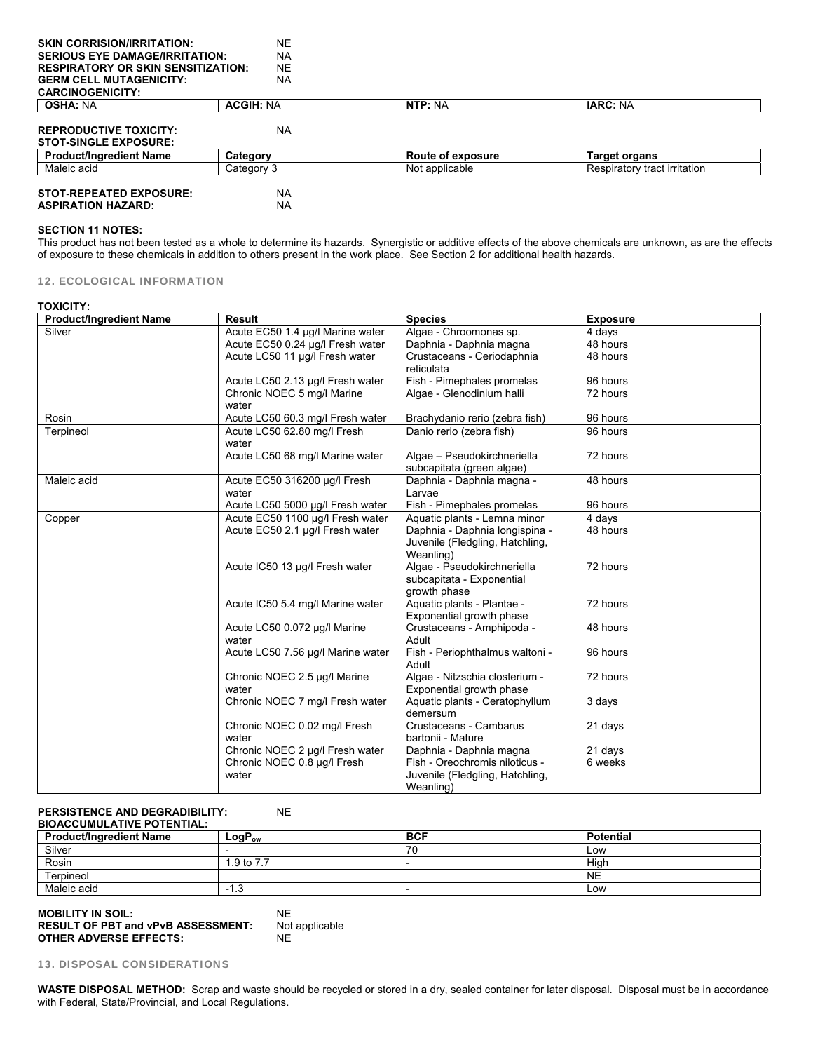**SKIN CORRISION/IRRITATION:** NE
**SERIOUS EYE DAMAGE/IRRITATION:** NA
**RESPIRATORY OR SKIN SENSITIZATION:** NE
**GERM CELL MUTAGENICITY:** NA
**CARCINOGENICITY:**

| **OSHA:** NA | **ACGIH:** NA | **NTP:** NA | **IARC:** NA |
|---|---|---|---|

**REPRODUCTIVE TOXICITY:** NA
**STOT-SINGLE EXPOSURE:**

| Product/Ingredient Name | Category | Route of exposure | Target organs |
|---|---|---|---|
| Maleic acid | Category 3 | Not applicable | Respiratory tract irritation |

**STOT-REPEATED EXPOSURE:** NA
**ASPIRATION HAZARD:** NA

**SECTION 11 NOTES:**
This product has not been tested as a whole to determine its hazards. Synergistic or additive effects of the above chemicals are unknown, as are the effects of exposure to these chemicals in addition to others present in the work place. See Section 2 for additional health hazards.

## 12. ECOLOGICAL INFORMATION

**TOXICITY:**

| Product/Ingredient Name | Result | Species | Exposure |
|---|---|---|---|
| Silver | Acute EC50 1.4 µg/l Marine water | Algae - Chroomonas sp. | 4 days |
| | Acute EC50 0.24 µg/l Fresh water | Daphnia - Daphnia magna | 48 hours |
| | Acute LC50 11 µg/l Fresh water | Crustaceans - Ceriodaphnia reticulata | 48 hours |
| | Acute LC50 2.13 µg/l Fresh water | Fish - Pimephales promelas | 96 hours |
| | Chronic NOEC 5 mg/l Marine water | Algae - Glenodinium halli | 72 hours |
| Rosin | Acute LC50 60.3 mg/l Fresh water | Brachydanio rerio (zebra fish) | 96 hours |
| Terpineol | Acute LC50 62.80 mg/l Fresh water | Danio rerio (zebra fish) | 96 hours |
| | Acute LC50 68 mg/l Marine water | Algae – Pseudokirchneriella subcapitata (green algae) | 72 hours |
| Maleic acid | Acute EC50 316200 µg/l Fresh water | Daphnia - Daphnia magna - Larvae | 48 hours |
| | Acute LC50 5000 µg/l Fresh water | Fish - Pimephales promelas | 96 hours |
| Copper | Acute EC50 1100 µg/l Fresh water | Aquatic plants - Lemna minor | 4 days |
| | Acute EC50 2.1 µg/l Fresh water | Daphnia - Daphnia longispina - Juvenile (Fledgling, Hatchling, Weanling) | 48 hours |
| | Acute IC50 13 µg/l Fresh water | Algae - Pseudokirchneriella subcapitata - Exponential growth phase | 72 hours |
| | Acute IC50 5.4 mg/l Marine water | Aquatic plants - Plantae - Exponential growth phase | 72 hours |
| | Acute LC50 0.072 µg/l Marine water | Crustaceans - Amphipoda - Adult | 48 hours |
| | Acute LC50 7.56 µg/l Marine water | Fish - Periophthalmus waltoni - Adult | 96 hours |
| | Chronic NOEC 2.5 µg/l Marine water | Algae - Nitzschia closterium - Exponential growth phase | 72 hours |
| | Chronic NOEC 7 mg/l Fresh water | Aquatic plants - Ceratophyllum demersum | 3 days |
| | Chronic NOEC 0.02 mg/l Fresh water | Crustaceans - Cambarus bartonii - Mature | 21 days |
| | Chronic NOEC 2 µg/l Fresh water | Daphnia - Daphnia magna | 21 days |
| | Chronic NOEC 0.8 µg/l Fresh water | Fish - Oreochromis niloticus - Juvenile (Fledgling, Hatchling, Weanling) | 6 weeks |

**PERSISTENCE AND DEGRADIBILITY:** NE
**BIOACCUMULATIVE POTENTIAL:**

| Product/Ingredient Name | $LogP_{ow}$ | BCF | Potential |
|---|---|---|---|
| Silver | - | 70 | Low |
| Rosin | 1.9 to 7.7 | - | High |
| Terpineol | | | NE |
| Maleic acid | -1.3 | - | Low |

**MOBILITY IN SOIL:** NE
**RESULT OF PBT and vPvB ASSESSMENT:** Not applicable
**OTHER ADVERSE EFFECTS:** NE

## 13. DISPOSAL CONSIDERATIONS

**WASTE DISPOSAL METHOD:** Scrap and waste should be recycled or stored in a dry, sealed container for later disposal. Disposal must be in accordance with Federal, State/Provincial, and Local Regulations.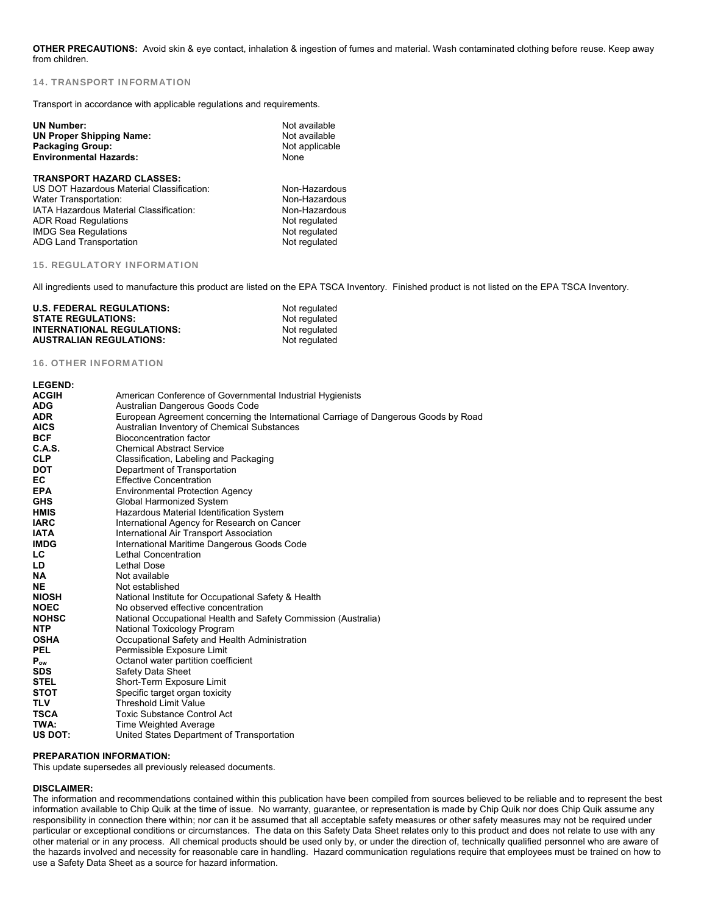**OTHER PRECAUTIONS:** Avoid skin & eye contact, inhalation & ingestion of fumes and material. Wash contaminated clothing before reuse. Keep away from children.

## 14. TRANSPORT INFORMATION

Transport in accordance with applicable regulations and requirements.

| | |
|---|---|
| **UN Number:** | Not available |
| **UN Proper Shipping Name:** | Not available |
| **Packaging Group:** | Not applicable |
| **Environmental Hazards:** | None |

**TRANSPORT HAZARD CLASSES:**

| | |
|---|---|
| US DOT Hazardous Material Classification: | Non-Hazardous |
| Water Transportation: | Non-Hazardous |
| IATA Hazardous Material Classification: | Non-Hazardous |
| ADR Road Regulations | Not regulated |
| IMDG Sea Regulations | Not regulated |
| ADG Land Transportation | Not regulated |

## 15. REGULATORY INFORMATION

All ingredients used to manufacture this product are listed on the EPA TSCA Inventory. Finished product is not listed on the EPA TSCA Inventory.

| | |
|---|---|
| **U.S. FEDERAL REGULATIONS:** | Not regulated |
| **STATE REGULATIONS:** | Not regulated |
| **INTERNATIONAL REGULATIONS:** | Not regulated |
| **AUSTRALIAN REGULATIONS:** | Not regulated |

## 16. OTHER INFORMATION

**LEGEND:**

| | |
|---|---|
| **ACGIH** | American Conference of Governmental Industrial Hygienists |
| **ADG** | Australian Dangerous Goods Code |
| **ADR** | European Agreement concerning the International Carriage of Dangerous Goods by Road |
| **AICS** | Australian Inventory of Chemical Substances |
| **BCF** | Bioconcentration factor |
| **C.A.S.** | Chemical Abstract Service |
| **CLP** | Classification, Labeling and Packaging |
| **DOT** | Department of Transportation |
| **EC** | Effective Concentration |
| **EPA** | Environmental Protection Agency |
| **GHS** | Global Harmonized System |
| **HMIS** | Hazardous Material Identification System |
| **IARC** | International Agency for Research on Cancer |
| **IATA** | International Air Transport Association |
| **IMDG** | International Maritime Dangerous Goods Code |
| **LC** | Lethal Concentration |
| **LD** | Lethal Dose |
| **NA** | Not available |
| **NE** | Not established |
| **NIOSH** | National Institute for Occupational Safety & Health |
| **NOEC** | No observed effective concentration |
| **NOHSC** | National Occupational Health and Safety Commission (Australia) |
| **NTP** | National Toxicology Program |
| **OSHA** | Occupational Safety and Health Administration |
| **PEL** | Permissible Exposure Limit |
| $P_{ow}$ | Octanol water partition coefficient |
| **SDS** | Safety Data Sheet |
| **STEL** | Short-Term Exposure Limit |
| **STOT** | Specific target organ toxicity |
| **TLV** | Threshold Limit Value |
| **TSCA** | Toxic Substance Control Act |
| **TWA:** | Time Weighted Average |
| **US DOT:** | United States Department of Transportation |

**PREPARATION INFORMATION:**

This update supersedes all previously released documents.

**DISCLAIMER:**

The information and recommendations contained within this publication have been compiled from sources believed to be reliable and to represent the best information available to Chip Quik at the time of issue. No warranty, guarantee, or representation is made by Chip Quik nor does Chip Quik assume any responsibility in connection there within; nor can it be assumed that all acceptable safety measures or other safety measures may not be required under particular or exceptional conditions or circumstances. The data on this Safety Data Sheet relates only to this product and does not relate to use with any other material or in any process. All chemical products should be used only by, or under the direction of, technically qualified personnel who are aware of the hazards involved and necessity for reasonable care in handling. Hazard communication regulations require that employees must be trained on how to use a Safety Data Sheet as a source for hazard information.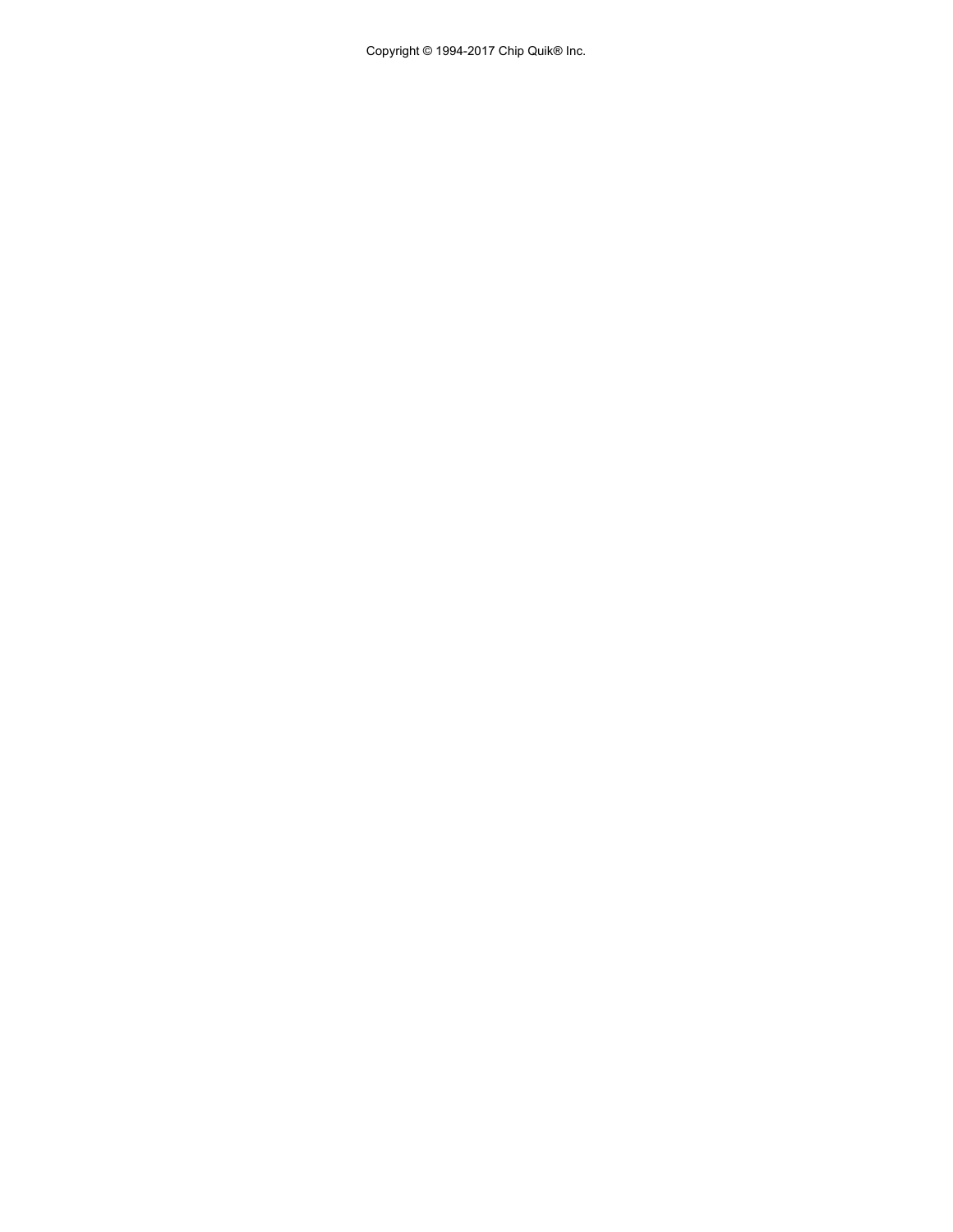Copyright © 1994-2017 Chip Quik® Inc.